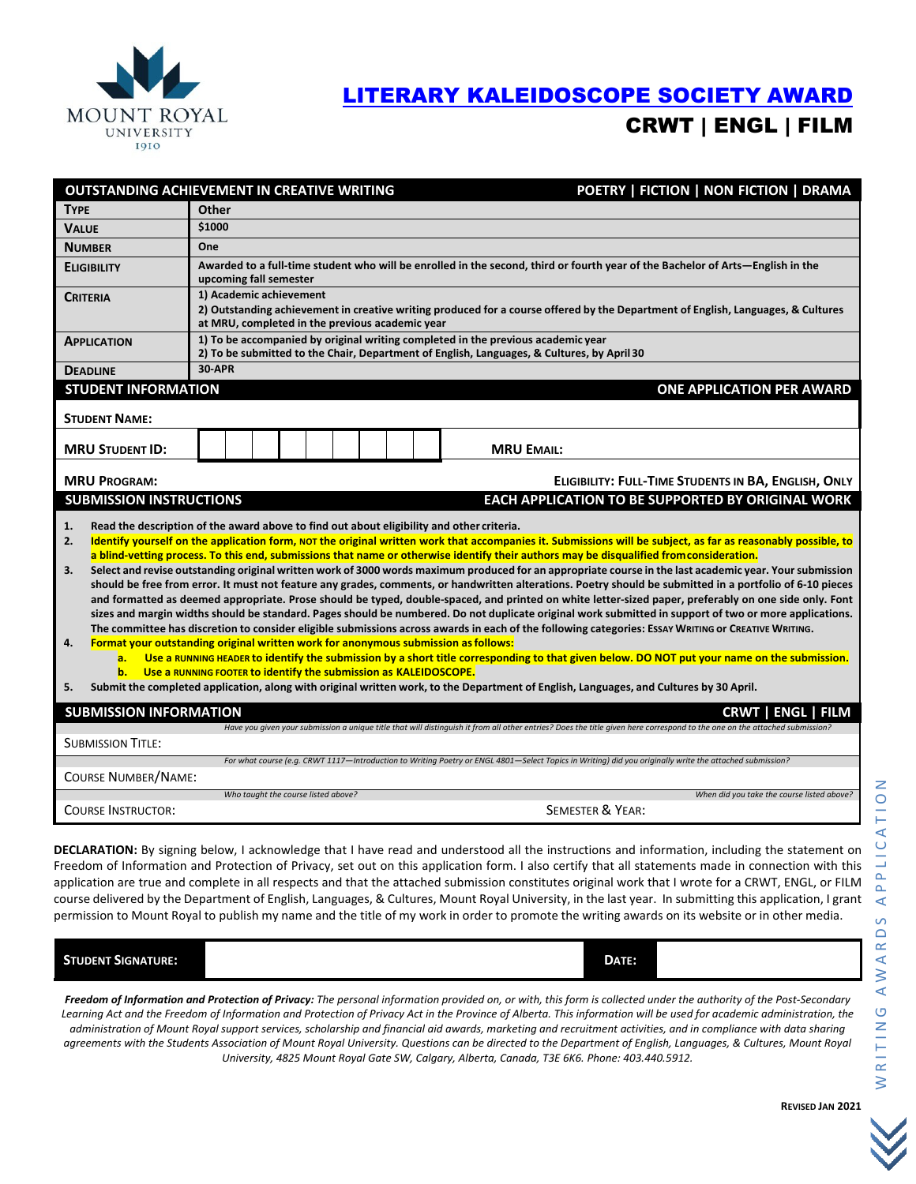MOUNT ROYAL UNIVERSITY 1910

# LITERARY KALEIDOSCOPE SOCIETY AWARD

## CRWT | ENGL | FILM

| OUTSTANDING ACHIEVEMENT IN CREATIVE WRITING | POETRY \| FICTION \| NON FICTION \| DRAMA |
|---|---|
| **TYPE** | Other |
| **VALUE** | $1000 |
| **NUMBER** | One |
| **ELIGIBILITY** | Awarded to a full-time student who will be enrolled in the second, third or fourth year of the Bachelor of Arts—English in the upcoming fall semester |
| **CRITERIA** | 1) Academic achievement<br>2) Outstanding achievement in creative writing produced for a course offered by the Department of English, Languages, & Cultures at MRU, completed in the previous academic year |
| **APPLICATION** | 1) To be accompanied by original writing completed in the previous academic year<br>2) To be submitted to the Chair, Department of English, Languages, & Cultures, by April 30 |
| **DEADLINE** | 30-APR |

| STUDENT INFORMATION | ONE APPLICATION PER AWARD |
|---|---|
| **STUDENT NAME:** | |
| **MRU STUDENT ID:** | **MRU EMAIL:** |
| **MRU PROGRAM:** | **ELIGIBILITY: FULL-TIME STUDENTS IN BA, ENGLISH, ONLY** |

### SUBMISSION INSTRUCTIONS — EACH APPLICATION TO BE SUPPORTED BY ORIGINAL WORK

1. Read the description of the award above to find out about eligibility and other criteria.
2. **Identify yourself on the application form, NOT the original written work that accompanies it. Submissions will be subject, as far as reasonably possible, to a blind-vetting process. To this end, submissions that name or otherwise identify their authors may be disqualified from consideration.**
3. Select and revise outstanding original written work of 3000 words maximum produced for an appropriate course in the last academic year. Your submission should be free from error. It must not feature any grades, comments, or handwritten alterations. Poetry should be submitted in a portfolio of 6-10 pieces and formatted as deemed appropriate. Prose should be typed, double-spaced, and printed on white letter-sized paper, preferably on one side only. Font sizes and margin widths should be standard. Pages should be numbered. Do not duplicate original work submitted in support of two or more applications. The committee has discretion to consider eligible submissions across awards in each of the following categories: ESSAY WRITING or CREATIVE WRITING.
4. **Format your outstanding original written work for anonymous submission as follows:**
   a. **Use a RUNNING HEADER to identify the submission by a short title corresponding to that given below. DO NOT put your name on the submission.**
   b. **Use a RUNNING FOOTER to identify the submission as KALEIDOSCOPE.**
5. Submit the completed application, along with original written work, to the Department of English, Languages, and Cultures by 30 April.

| SUBMISSION INFORMATION | CRWT \| ENGL \| FILM |
|---|---|
| *Have you given your submission a unique title that will distinguish it from all other entries? Does the title given here correspond to the one on the attached submission?* | |
| SUBMISSION TITLE: | |
| *For what course (e.g. CRWT 1117—Introduction to Writing Poetry or ENGL 4801—Select Topics in Writing) did you originally write the attached submission?* | |
| COURSE NUMBER/NAME: | |
| *Who taught the course listed above?* | *When did you take the course listed above?* |
| COURSE INSTRUCTOR: | SEMESTER & YEAR: |

**DECLARATION:** By signing below, I acknowledge that I have read and understood all the instructions and information, including the statement on Freedom of Information and Protection of Privacy, set out on this application form. I also certify that all statements made in connection with this application are true and complete in all respects and that the attached submission constitutes original work that I wrote for a CRWT, ENGL, or FILM course delivered by the Department of English, Languages, & Cultures, Mount Royal University, in the last year. In submitting this application, I grant permission to Mount Royal to publish my name and the title of my work in order to promote the writing awards on its website or in other media.

| **STUDENT SIGNATURE:** | | **DATE:** | |
|---|---|---|---|

***Freedom of Information and Protection of Privacy:*** *The personal information provided on, or with, this form is collected under the authority of the Post-Secondary Learning Act and the Freedom of Information and Protection of Privacy Act in the Province of Alberta. This information will be used for academic administration, the administration of Mount Royal support services, scholarship and financial aid awards, marketing and recruitment activities, and in compliance with data sharing agreements with the Students Association of Mount Royal University. Questions can be directed to the Department of English, Languages, & Cultures, Mount Royal University, 4825 Mount Royal Gate SW, Calgary, Alberta, Canada, T3E 6K6. Phone: 403.440.5912.*

WRITING AWARDS APPLICATION

REVISED JAN 2021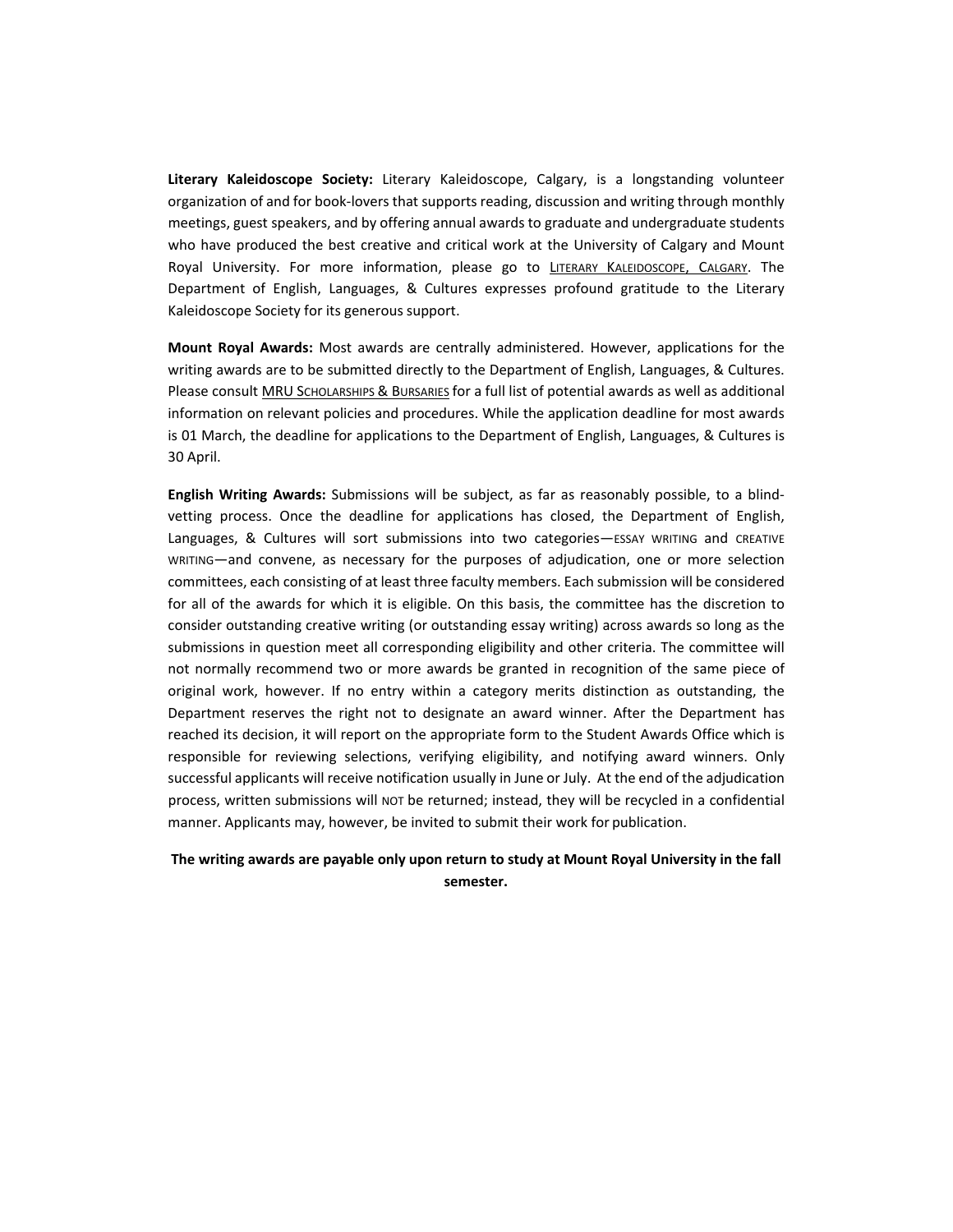**Literary Kaleidoscope Society:** Literary Kaleidoscope, Calgary, is a longstanding volunteer organization of and for book-lovers that supports reading, discussion and writing through monthly meetings, guest speakers, and by offering annual awards to graduate and undergraduate students who have produced the best creative and critical work at the University of Calgary and Mount Royal University. For more information, please go to LITERARY KALEIDOSCOPE, CALGARY. The Department of English, Languages, & Cultures expresses profound gratitude to the Literary Kaleidoscope Society for its generous support.

**Mount Royal Awards:** Most awards are centrally administered. However, applications for the writing awards are to be submitted directly to the Department of English, Languages, & Cultures. Please consult MRU SCHOLARSHIPS & BURSARIES for a full list of potential awards as well as additional information on relevant policies and procedures. While the application deadline for most awards is 01 March, the deadline for applications to the Department of English, Languages, & Cultures is 30 April.

**English Writing Awards:** Submissions will be subject, as far as reasonably possible, to a blind-vetting process. Once the deadline for applications has closed, the Department of English, Languages, & Cultures will sort submissions into two categories—ESSAY WRITING and CREATIVE WRITING—and convene, as necessary for the purposes of adjudication, one or more selection committees, each consisting of at least three faculty members. Each submission will be considered for all of the awards for which it is eligible. On this basis, the committee has the discretion to consider outstanding creative writing (or outstanding essay writing) across awards so long as the submissions in question meet all corresponding eligibility and other criteria. The committee will not normally recommend two or more awards be granted in recognition of the same piece of original work, however. If no entry within a category merits distinction as outstanding, the Department reserves the right not to designate an award winner. After the Department has reached its decision, it will report on the appropriate form to the Student Awards Office which is responsible for reviewing selections, verifying eligibility, and notifying award winners. Only successful applicants will receive notification usually in June or July. At the end of the adjudication process, written submissions will NOT be returned; instead, they will be recycled in a confidential manner. Applicants may, however, be invited to submit their work for publication.

**The writing awards are payable only upon return to study at Mount Royal University in the fall semester.**